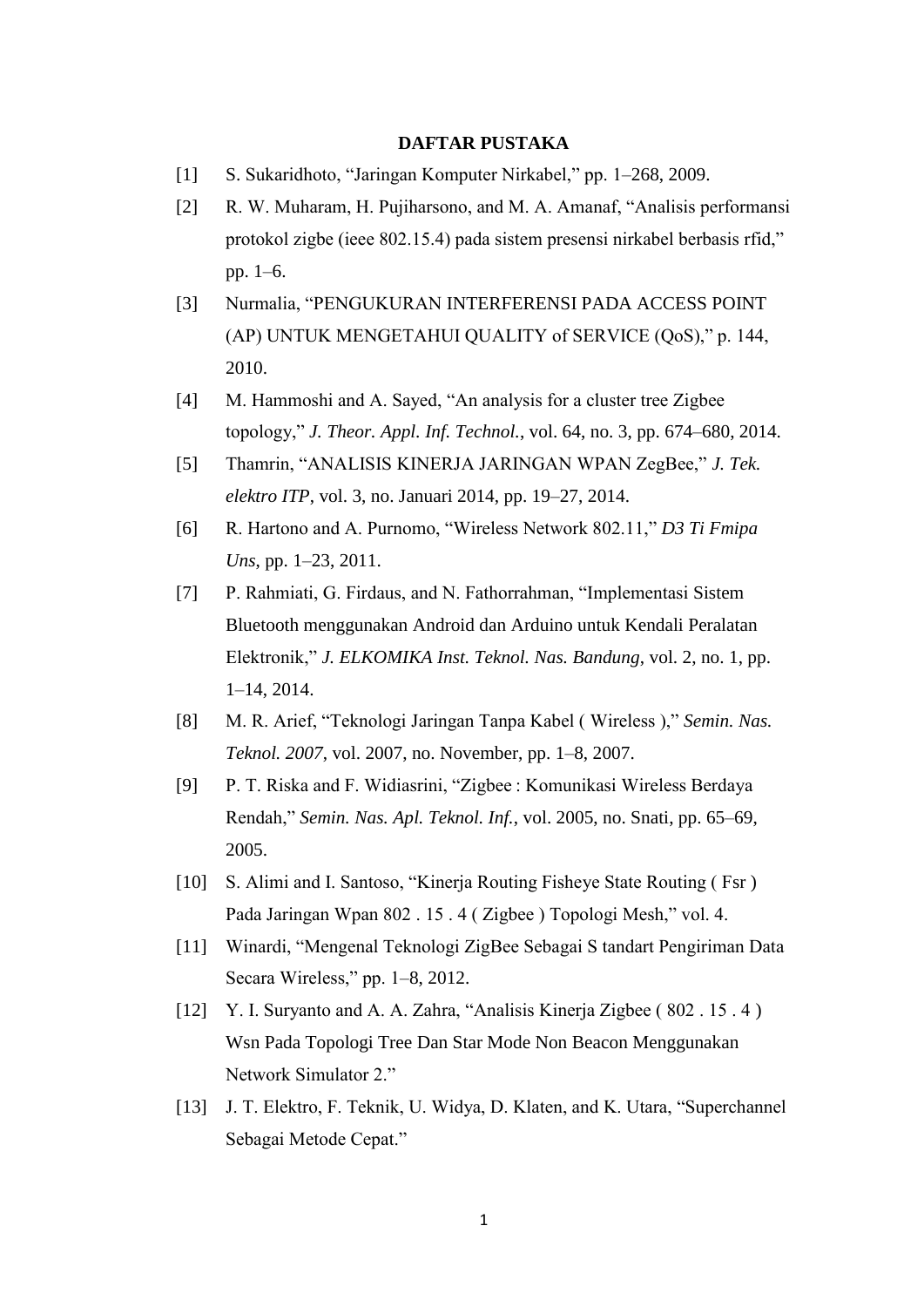# DAFTAR PUSTAKA

[1] S. Sukaridhoto, “Jaringan Komputer Nirkabel,” pp. 1–268, 2009.

[2] R. W. Muharam, H. Pujiharsono, and M. A. Amanaf, “Analisis performansi protokol zigbe (ieee 802.15.4) pada sistem presensi nirkabel berbasis rfid,” pp. 1–6.

[3] Nurmalia, “PENGUKURAN INTERFERENSI PADA ACCESS POINT (AP) UNTUK MENGETAHUI QUALITY of SERVICE (QoS),” p. 144, 2010.

[4] M. Hammoshi and A. Sayed, “An analysis for a cluster tree Zigbee topology,” *J. Theor. Appl. Inf. Technol.*, vol. 64, no. 3, pp. 674–680, 2014.

[5] Thamrin, “ANALISIS KINERJA JARINGAN WPAN ZegBee,” *J. Tek. elektro ITP*, vol. 3, no. Januari 2014, pp. 19–27, 2014.

[6] R. Hartono and A. Purnomo, “Wireless Network 802.11,” *D3 Ti Fmipa Uns*, pp. 1–23, 2011.

[7] P. Rahmiati, G. Firdaus, and N. Fathorrahman, “Implementasi Sistem Bluetooth menggunakan Android dan Arduino untuk Kendali Peralatan Elektronik,” *J. ELKOMIKA Inst. Teknol. Nas. Bandung*, vol. 2, no. 1, pp. 1–14, 2014.

[8] M. R. Arief, “Teknologi Jaringan Tanpa Kabel ( Wireless ),” *Semin. Nas. Teknol. 2007*, vol. 2007, no. November, pp. 1–8, 2007.

[9] P. T. Riska and F. Widiasrini, “Zigbee : Komunikasi Wireless Berdaya Rendah,” *Semin. Nas. Apl. Teknol. Inf.*, vol. 2005, no. Snati, pp. 65–69, 2005.

[10] S. Alimi and I. Santoso, “Kinerja Routing Fisheye State Routing ( Fsr ) Pada Jaringan Wpan 802 . 15 . 4 ( Zigbee ) Topologi Mesh,” vol. 4.

[11] Winardi, “Mengenal Teknologi ZigBee Sebagai S tandart Pengiriman Data Secara Wireless,” pp. 1–8, 2012.

[12] Y. I. Suryanto and A. A. Zahra, “Analisis Kinerja Zigbee ( 802 . 15 . 4 ) Wsn Pada Topologi Tree Dan Star Mode Non Beacon Menggunakan Network Simulator 2.”

[13] J. T. Elektro, F. Teknik, U. Widya, D. Klaten, and K. Utara, “Superchannel Sebagai Metode Cepat.”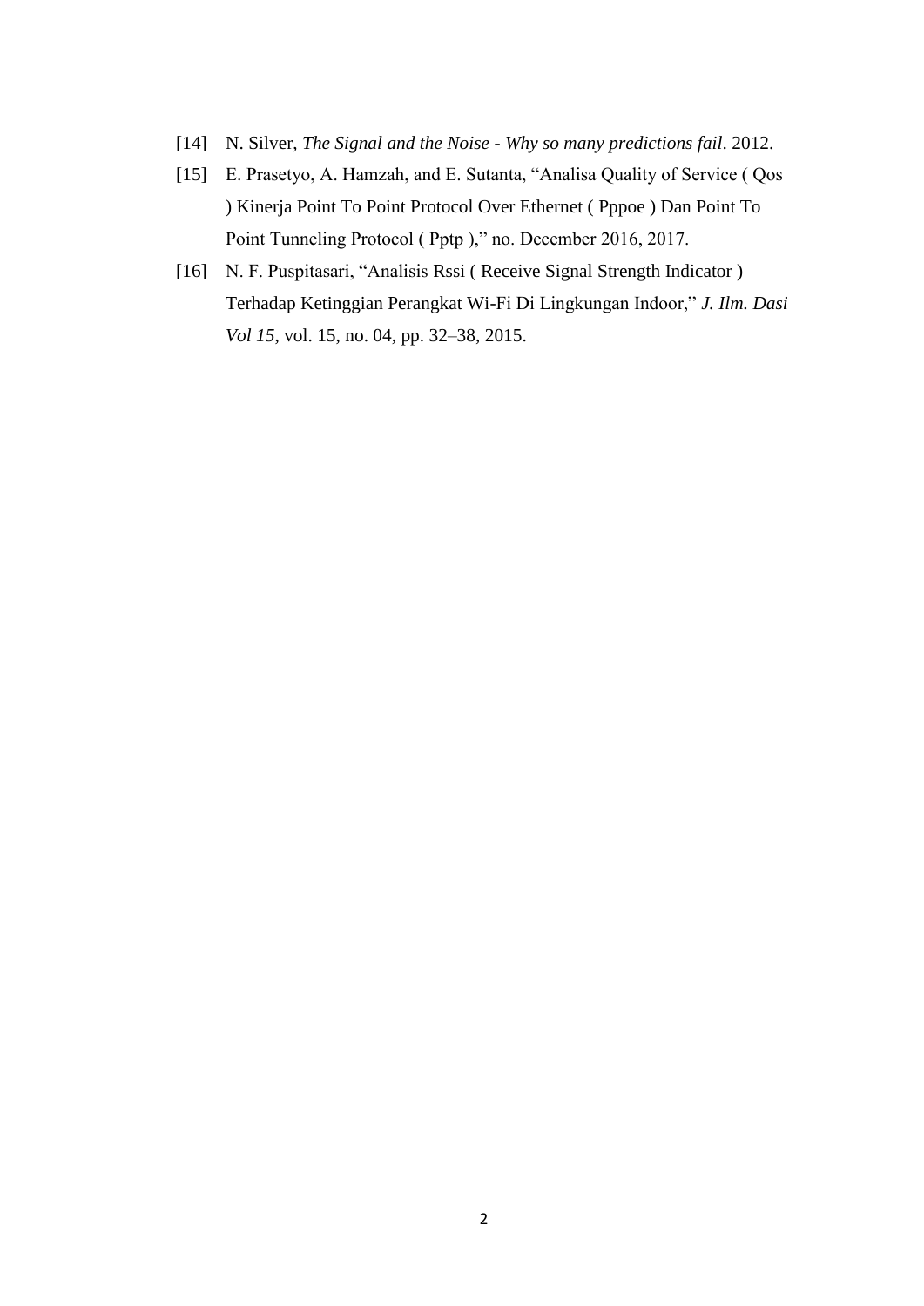[14] N. Silver, *The Signal and the Noise - Why so many predictions fail*. 2012.

[15] E. Prasetyo, A. Hamzah, and E. Sutanta, "Analisa Quality of Service ( Qos ) Kinerja Point To Point Protocol Over Ethernet ( Pppoe ) Dan Point To Point Tunneling Protocol ( Pptp )," no. December 2016, 2017.

[16] N. F. Puspitasari, "Analisis Rssi ( Receive Signal Strength Indicator ) Terhadap Ketinggian Perangkat Wi-Fi Di Lingkungan Indoor," *J. Ilm. Dasi Vol 15*, vol. 15, no. 04, pp. 32–38, 2015.